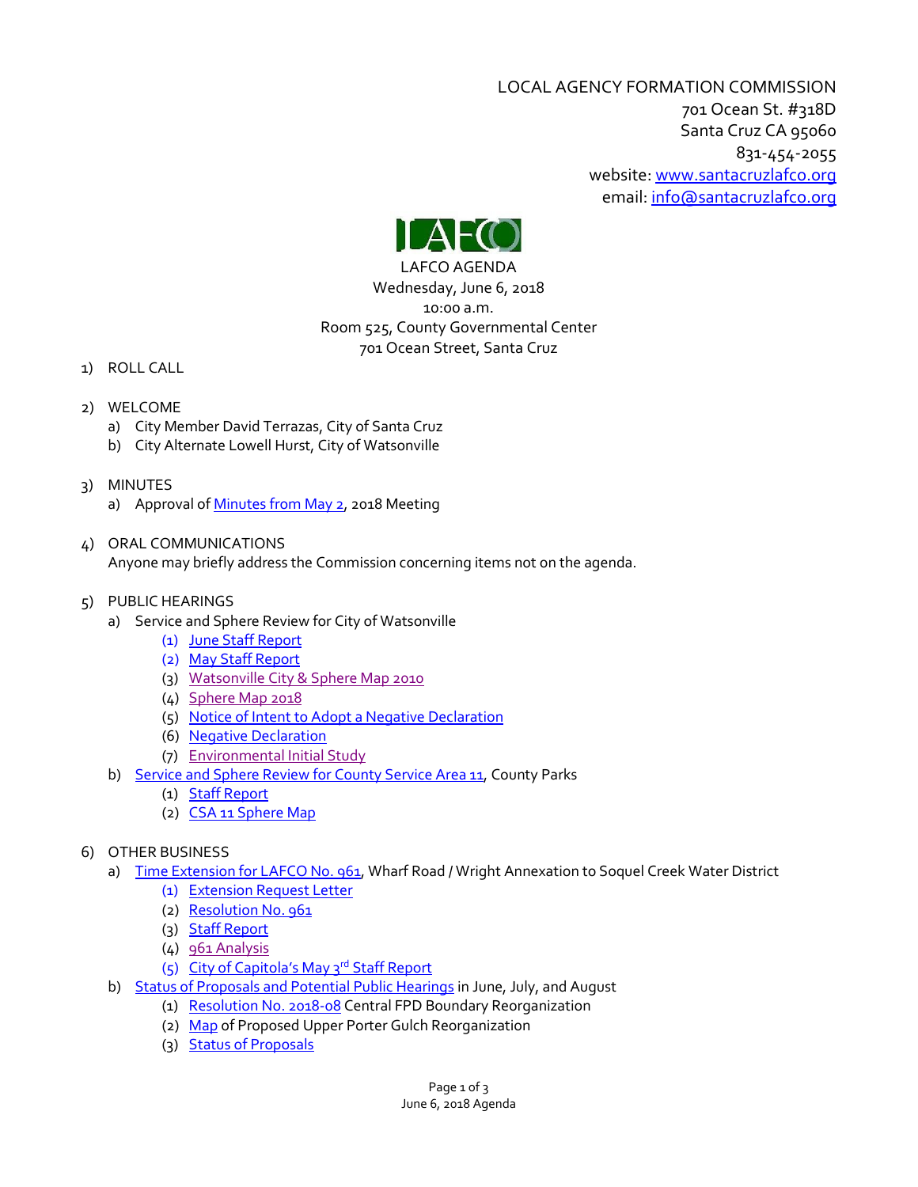LOCAL AGENCY FORMATION COMMISSION
701 Ocean St. #318D
Santa Cruz CA 95060
831-454-2055
website: www.santacruzlafco.org
email: info@santacruzlafco.org

LAFCO AGENDA
Wednesday, June 6, 2018
10:00 a.m.
Room 525, County Governmental Center
701 Ocean Street, Santa Cruz

1) ROLL CALL

2) WELCOME
   a) City Member David Terrazas, City of Santa Cruz
   b) City Alternate Lowell Hurst, City of Watsonville

3) MINUTES
   a) Approval of Minutes from May 2, 2018 Meeting

4) ORAL COMMUNICATIONS
   Anyone may briefly address the Commission concerning items not on the agenda.

5) PUBLIC HEARINGS
   a) Service and Sphere Review for City of Watsonville
      (1) June Staff Report
      (2) May Staff Report
      (3) Watsonville City & Sphere Map 2010
      (4) Sphere Map 2018
      (5) Notice of Intent to Adopt a Negative Declaration
      (6) Negative Declaration
      (7) Environmental Initial Study
   b) Service and Sphere Review for County Service Area 11, County Parks
      (1) Staff Report
      (2) CSA 11 Sphere Map

6) OTHER BUSINESS
   a) Time Extension for LAFCO No. 961, Wharf Road / Wright Annexation to Soquel Creek Water District
      (1) Extension Request Letter
      (2) Resolution No. 961
      (3) Staff Report
      (4) 961 Analysis
      (5) City of Capitola's May 3rd Staff Report
   b) Status of Proposals and Potential Public Hearings in June, July, and August
      (1) Resolution No. 2018-08 Central FPD Boundary Reorganization
      (2) Map of Proposed Upper Porter Gulch Reorganization
      (3) Status of Proposals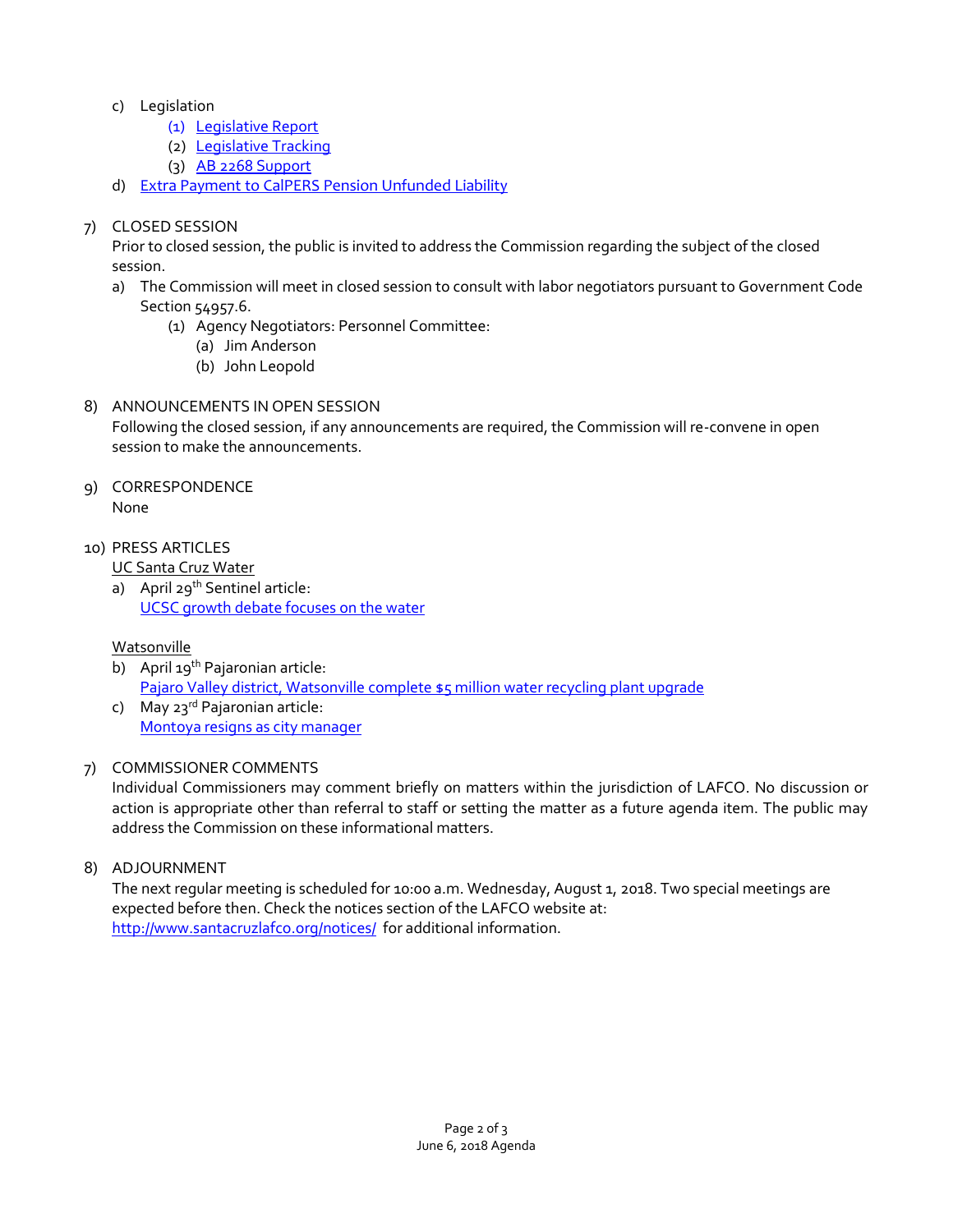c) Legislation
   (1) Legislative Report
   (2) Legislative Tracking
   (3) AB 2268 Support

d) Extra Payment to CalPERS Pension Unfunded Liability

7) CLOSED SESSION

Prior to closed session, the public is invited to address the Commission regarding the subject of the closed session.

a) The Commission will meet in closed session to consult with labor negotiators pursuant to Government Code Section 54957.6.
   (1) Agency Negotiators: Personnel Committee:
      (a) Jim Anderson
      (b) John Leopold

8) ANNOUNCEMENTS IN OPEN SESSION

Following the closed session, if any announcements are required, the Commission will re-convene in open session to make the announcements.

9) CORRESPONDENCE

None

10) PRESS ARTICLES

UC Santa Cruz Water

a) April 29th Sentinel article:
   UCSC growth debate focuses on the water

Watsonville

b) April 19th Pajaronian article:
   Pajaro Valley district, Watsonville complete $5 million water recycling plant upgrade

c) May 23rd Pajaronian article:
   Montoya resigns as city manager

7) COMMISSIONER COMMENTS

Individual Commissioners may comment briefly on matters within the jurisdiction of LAFCO. No discussion or action is appropriate other than referral to staff or setting the matter as a future agenda item. The public may address the Commission on these informational matters.

8) ADJOURNMENT

The next regular meeting is scheduled for 10:00 a.m. Wednesday, August 1, 2018. Two special meetings are expected before then. Check the notices section of the LAFCO website at: http://www.santacruzlafco.org/notices/ for additional information.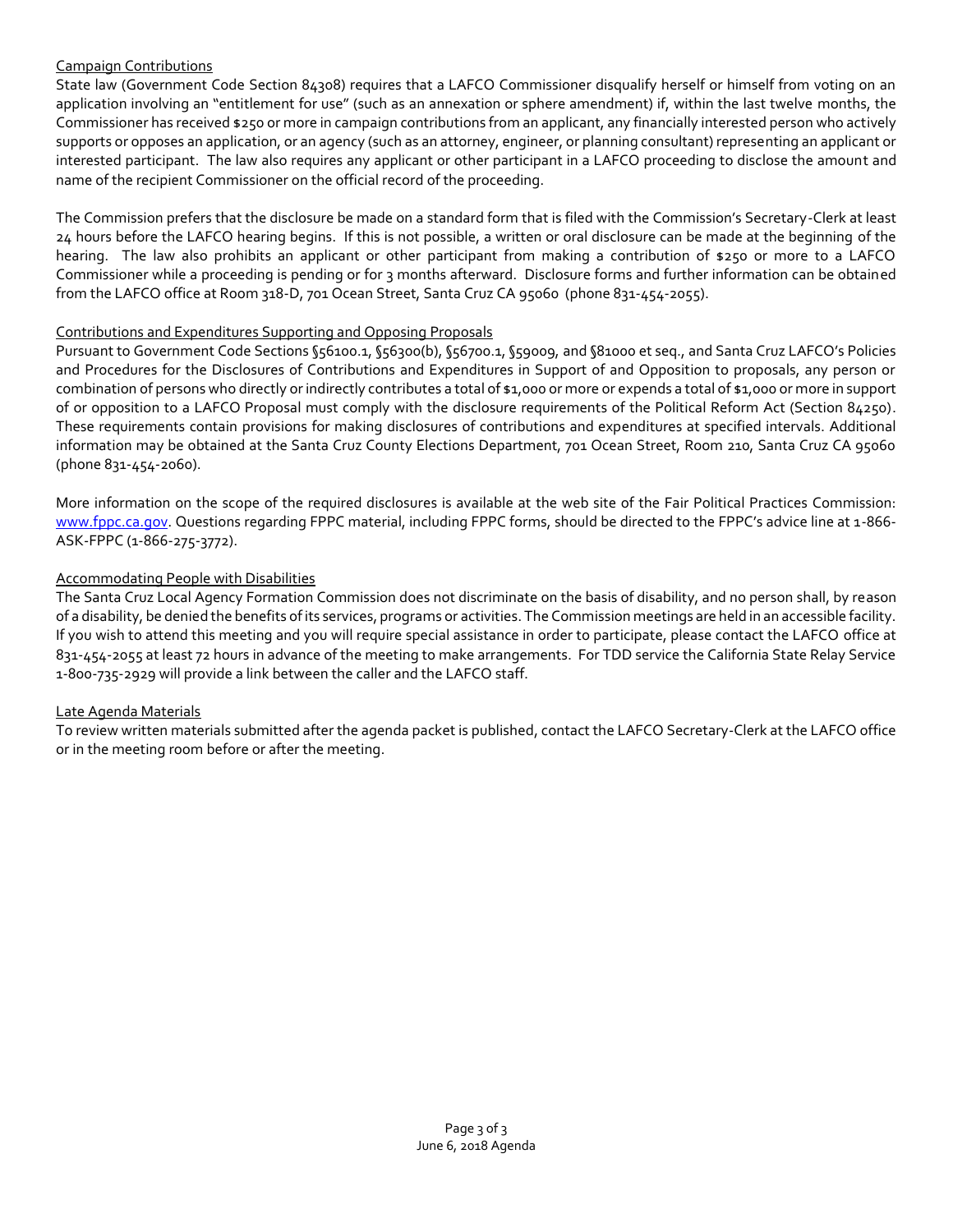### Campaign Contributions

State law (Government Code Section 84308) requires that a LAFCO Commissioner disqualify herself or himself from voting on an application involving an "entitlement for use" (such as an annexation or sphere amendment) if, within the last twelve months, the Commissioner has received $250 or more in campaign contributions from an applicant, any financially interested person who actively supports or opposes an application, or an agency (such as an attorney, engineer, or planning consultant) representing an applicant or interested participant. The law also requires any applicant or other participant in a LAFCO proceeding to disclose the amount and name of the recipient Commissioner on the official record of the proceeding.

The Commission prefers that the disclosure be made on a standard form that is filed with the Commission's Secretary-Clerk at least 24 hours before the LAFCO hearing begins. If this is not possible, a written or oral disclosure can be made at the beginning of the hearing. The law also prohibits an applicant or other participant from making a contribution of $250 or more to a LAFCO Commissioner while a proceeding is pending or for 3 months afterward. Disclosure forms and further information can be obtained from the LAFCO office at Room 318-D, 701 Ocean Street, Santa Cruz CA 95060 (phone 831-454-2055).

### Contributions and Expenditures Supporting and Opposing Proposals

Pursuant to Government Code Sections §56100.1, §56300(b), §56700.1, §59009, and §81000 et seq., and Santa Cruz LAFCO's Policies and Procedures for the Disclosures of Contributions and Expenditures in Support of and Opposition to proposals, any person or combination of persons who directly or indirectly contributes a total of $1,000 or more or expends a total of $1,000 or more in support of or opposition to a LAFCO Proposal must comply with the disclosure requirements of the Political Reform Act (Section 84250). These requirements contain provisions for making disclosures of contributions and expenditures at specified intervals. Additional information may be obtained at the Santa Cruz County Elections Department, 701 Ocean Street, Room 210, Santa Cruz CA 95060 (phone 831-454-2060).

More information on the scope of the required disclosures is available at the web site of the Fair Political Practices Commission: www.fppc.ca.gov. Questions regarding FPPC material, including FPPC forms, should be directed to the FPPC's advice line at 1-866-ASK-FPPC (1-866-275-3772).

### Accommodating People with Disabilities

The Santa Cruz Local Agency Formation Commission does not discriminate on the basis of disability, and no person shall, by reason of a disability, be denied the benefits of its services, programs or activities. The Commission meetings are held in an accessible facility. If you wish to attend this meeting and you will require special assistance in order to participate, please contact the LAFCO office at 831-454-2055 at least 72 hours in advance of the meeting to make arrangements. For TDD service the California State Relay Service 1-800-735-2929 will provide a link between the caller and the LAFCO staff.

### Late Agenda Materials

To review written materials submitted after the agenda packet is published, contact the LAFCO Secretary-Clerk at the LAFCO office or in the meeting room before or after the meeting.